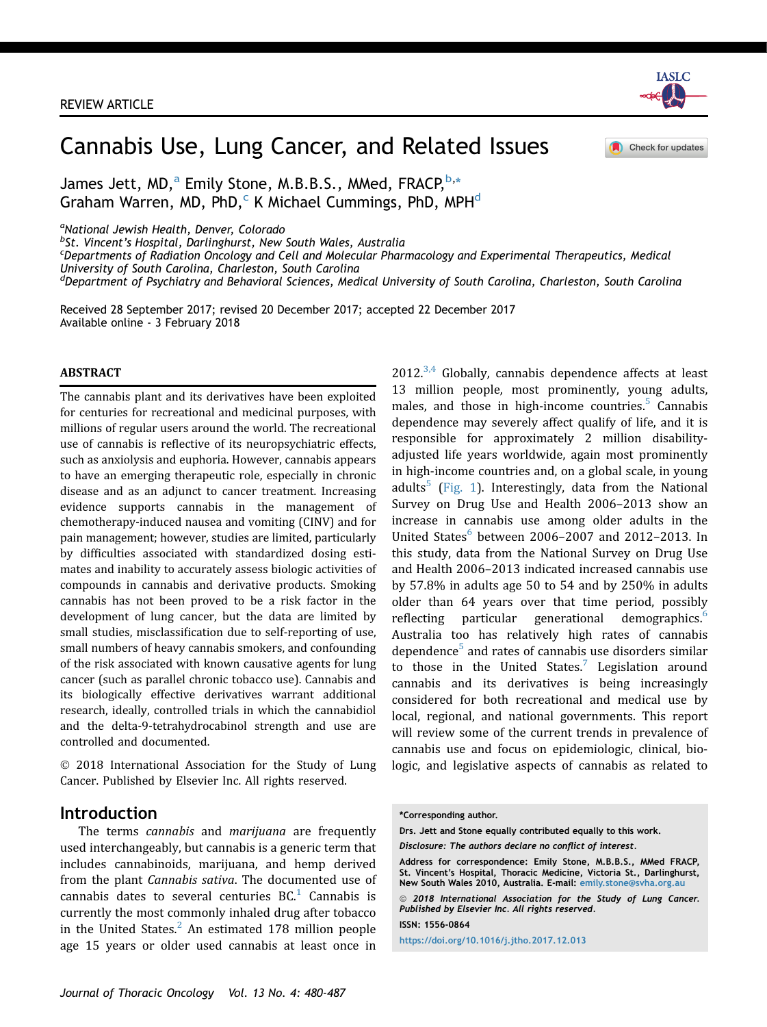REVIEW ARTICLE

# Cannabis Use, Lung Cancer, and Related Issues

James Jett, MD,[a] Emily Stone, M.B.B.S., MMed, FRACP,[b,*] Graham Warren, MD, PhD,[c] K Michael Cummings, PhD, MPH[d]

[a]National Jewish Health, Denver, Colorado
[b]St. Vincent's Hospital, Darlinghurst, New South Wales, Australia
[c]Departments of Radiation Oncology and Cell and Molecular Pharmacology and Experimental Therapeutics, Medical University of South Carolina, Charleston, South Carolina
[d]Department of Psychiatry and Behavioral Sciences, Medical University of South Carolina, Charleston, South Carolina

Received 28 September 2017; revised 20 December 2017; accepted 22 December 2017
Available online - 3 February 2018

## ABSTRACT

The cannabis plant and its derivatives have been exploited for centuries for recreational and medicinal purposes, with millions of regular users around the world. The recreational use of cannabis is reflective of its neuropsychiatric effects, such as anxiolysis and euphoria. However, cannabis appears to have an emerging therapeutic role, especially in chronic disease and as an adjunct to cancer treatment. Increasing evidence supports cannabis in the management of chemotherapy-induced nausea and vomiting (CINV) and for pain management; however, studies are limited, particularly by difficulties associated with standardized dosing estimates and inability to accurately assess biologic activities of compounds in cannabis and derivative products. Smoking cannabis has not been proved to be a risk factor in the development of lung cancer, but the data are limited by small studies, misclassification due to self-reporting of use, small numbers of heavy cannabis smokers, and confounding of the risk associated with known causative agents for lung cancer (such as parallel chronic tobacco use). Cannabis and its biologically effective derivatives warrant additional research, ideally, controlled trials in which the cannabidiol and the delta-9-tetrahydrocabinol strength and use are controlled and documented.

© 2018 International Association for the Study of Lung Cancer. Published by Elsevier Inc. All rights reserved.

## Introduction

The terms *cannabis* and *marijuana* are frequently used interchangeably, but cannabis is a generic term that includes cannabinoids, marijuana, and hemp derived from the plant *Cannabis sativa*. The documented use of cannabis dates to several centuries BC.[1] Cannabis is currently the most commonly inhaled drug after tobacco in the United States.[2] An estimated 178 million people age 15 years or older used cannabis at least once in 2012.[3,4] Globally, cannabis dependence affects at least 13 million people, most prominently, young adults, males, and those in high-income countries.[5] Cannabis dependence may severely affect qualify of life, and it is responsible for approximately 2 million disability-adjusted life years worldwide, again most prominently in high-income countries and, on a global scale, in young adults[5] (Fig. 1). Interestingly, data from the National Survey on Drug Use and Health 2006–2013 show an increase in cannabis use among older adults in the United States[6] between 2006–2007 and 2012–2013. In this study, data from the National Survey on Drug Use and Health 2006–2013 indicated increased cannabis use by 57.8% in adults age 50 to 54 and by 250% in adults older than 64 years over that time period, possibly reflecting particular generational demographics.[6] Australia too has relatively high rates of cannabis dependence[5] and rates of cannabis use disorders similar to those in the United States.[7] Legislation around cannabis and its derivatives is being increasingly considered for both recreational and medical use by local, regional, and national governments. This report will review some of the current trends in prevalence of cannabis use and focus on epidemiologic, clinical, biologic, and legislative aspects of cannabis as related to

*Corresponding author.

Drs. Jett and Stone equally contributed equally to this work.

*Disclosure: The authors declare no conflict of interest.*

Address for correspondence: Emily Stone, M.B.B.S., MMed FRACP, St. Vincent's Hospital, Thoracic Medicine, Victoria St., Darlinghurst, New South Wales 2010, Australia. E-mail: emily.stone@svha.org.au

*© 2018 International Association for the Study of Lung Cancer. Published by Elsevier Inc. All rights reserved.*

ISSN: 1556-0864

https://doi.org/10.1016/j.jtho.2017.12.013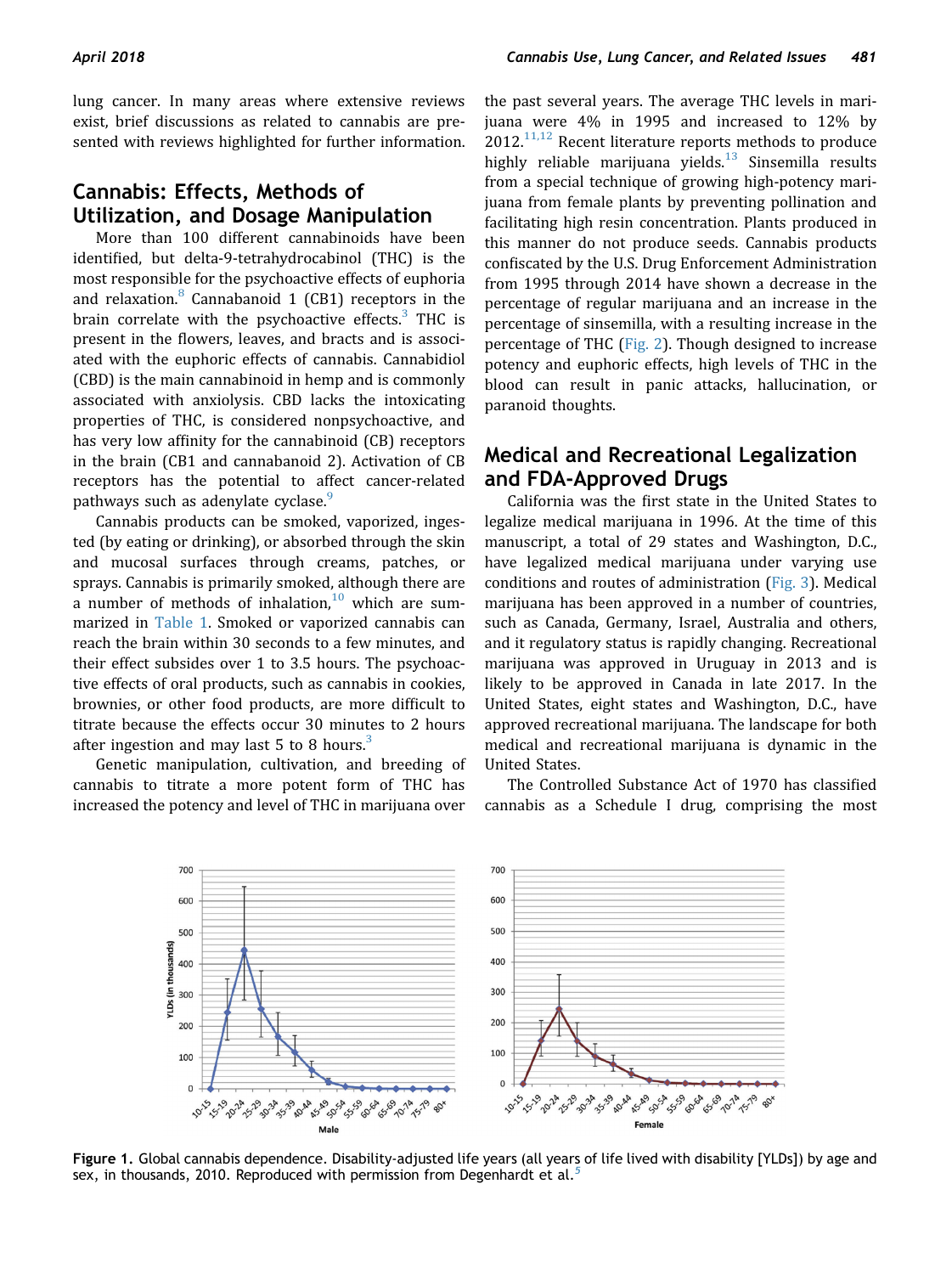lung cancer. In many areas where extensive reviews exist, brief discussions as related to cannabis are presented with reviews highlighted for further information.

## Cannabis: Effects, Methods of Utilization, and Dosage Manipulation

More than 100 different cannabinoids have been identified, but delta-9-tetrahydrocabinol (THC) is the most responsible for the psychoactive effects of euphoria and relaxation.[8] Cannabanoid 1 (CB1) receptors in the brain correlate with the psychoactive effects.[3] THC is present in the flowers, leaves, and bracts and is associated with the euphoric effects of cannabis. Cannabidiol (CBD) is the main cannabinoid in hemp and is commonly associated with anxiolysis. CBD lacks the intoxicating properties of THC, is considered nonpsychoactive, and has very low affinity for the cannabinoid (CB) receptors in the brain (CB1 and cannabanoid 2). Activation of CB receptors has the potential to affect cancer-related pathways such as adenylate cyclase.[9]

Cannabis products can be smoked, vaporized, ingested (by eating or drinking), or absorbed through the skin and mucosal surfaces through creams, patches, or sprays. Cannabis is primarily smoked, although there are a number of methods of inhalation,[10] which are summarized in Table 1. Smoked or vaporized cannabis can reach the brain within 30 seconds to a few minutes, and their effect subsides over 1 to 3.5 hours. The psychoactive effects of oral products, such as cannabis in cookies, brownies, or other food products, are more difficult to titrate because the effects occur 30 minutes to 2 hours after ingestion and may last 5 to 8 hours.[3]

Genetic manipulation, cultivation, and breeding of cannabis to titrate a more potent form of THC has increased the potency and level of THC in marijuana over the past several years. The average THC levels in marijuana were 4% in 1995 and increased to 12% by 2012.[11,12] Recent literature reports methods to produce highly reliable marijuana yields.[13] Sinsemilla results from a special technique of growing high-potency marijuana from female plants by preventing pollination and facilitating high resin concentration. Plants produced in this manner do not produce seeds. Cannabis products confiscated by the U.S. Drug Enforcement Administration from 1995 through 2014 have shown a decrease in the percentage of regular marijuana and an increase in the percentage of sinsemilla, with a resulting increase in the percentage of THC (Fig. 2). Though designed to increase potency and euphoric effects, high levels of THC in the blood can result in panic attacks, hallucination, or paranoid thoughts.

## Medical and Recreational Legalization and FDA-Approved Drugs

California was the first state in the United States to legalize medical marijuana in 1996. At the time of this manuscript, a total of 29 states and Washington, D.C., have legalized medical marijuana under varying use conditions and routes of administration (Fig. 3). Medical marijuana has been approved in a number of countries, such as Canada, Germany, Israel, Australia and others, and it regulatory status is rapidly changing. Recreational marijuana was approved in Uruguay in 2013 and is likely to be approved in Canada in late 2017. In the United States, eight states and Washington, D.C., have approved recreational marijuana. The landscape for both medical and recreational marijuana is dynamic in the United States.

The Controlled Substance Act of 1970 has classified cannabis as a Schedule I drug, comprising the most

**Figure 1.** Global cannabis dependence. Disability-adjusted life years (all years of life lived with disability [YLDs]) by age and sex, in thousands, 2010. Reproduced with permission from Degenhardt et al.[5]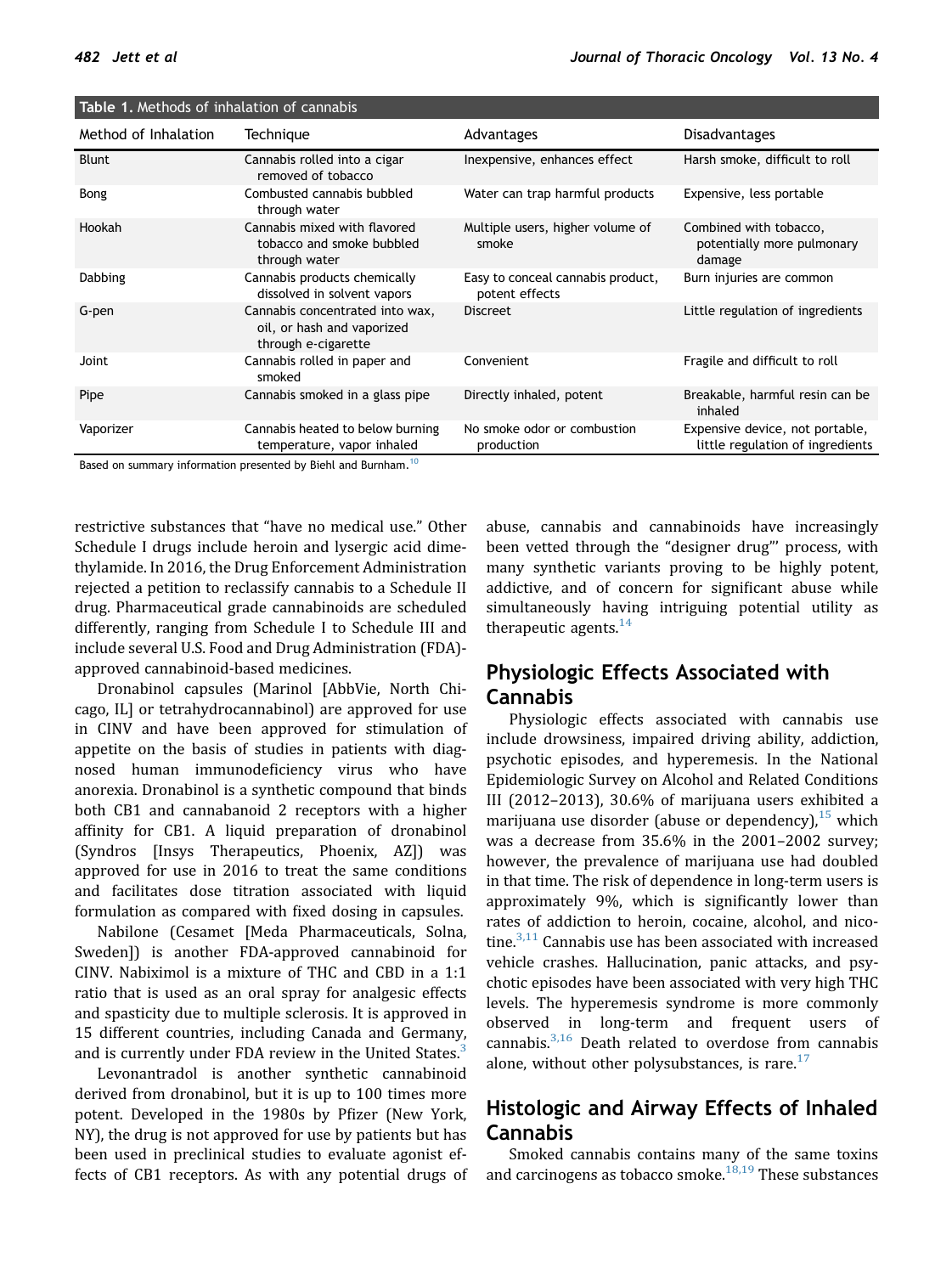**Table 1.** Methods of inhalation of cannabis

| Method of Inhalation | Technique | Advantages | Disadvantages |
|---|---|---|---|
| Blunt | Cannabis rolled into a cigar removed of tobacco | Inexpensive, enhances effect | Harsh smoke, difficult to roll |
| Bong | Combusted cannabis bubbled through water | Water can trap harmful products | Expensive, less portable |
| Hookah | Cannabis mixed with flavored tobacco and smoke bubbled through water | Multiple users, higher volume of smoke | Combined with tobacco, potentially more pulmonary damage |
| Dabbing | Cannabis products chemically dissolved in solvent vapors | Easy to conceal cannabis product, potent effects | Burn injuries are common |
| G-pen | Cannabis concentrated into wax, oil, or hash and vaporized through e-cigarette | Discreet | Little regulation of ingredients |
| Joint | Cannabis rolled in paper and smoked | Convenient | Fragile and difficult to roll |
| Pipe | Cannabis smoked in a glass pipe | Directly inhaled, potent | Breakable, harmful resin can be inhaled |
| Vaporizer | Cannabis heated to below burning temperature, vapor inhaled | No smoke odor or combustion production | Expensive device, not portable, little regulation of ingredients |

Based on summary information presented by Biehl and Burnham.[10]

restrictive substances that "have no medical use." Other Schedule I drugs include heroin and lysergic acid dimethylamide. In 2016, the Drug Enforcement Administration rejected a petition to reclassify cannabis to a Schedule II drug. Pharmaceutical grade cannabinoids are scheduled differently, ranging from Schedule I to Schedule III and include several U.S. Food and Drug Administration (FDA)-approved cannabinoid-based medicines.

Dronabinol capsules (Marinol [AbbVie, North Chicago, IL] or tetrahydrocannabinol) are approved for use in CINV and have been approved for stimulation of appetite on the basis of studies in patients with diagnosed human immunodeficiency virus who have anorexia. Dronabinol is a synthetic compound that binds both CB1 and cannabanoid 2 receptors with a higher affinity for CB1. A liquid preparation of dronabinol (Syndros [Insys Therapeutics, Phoenix, AZ]) was approved for use in 2016 to treat the same conditions and facilitates dose titration associated with liquid formulation as compared with fixed dosing in capsules.

Nabilone (Cesamet [Meda Pharmaceuticals, Solna, Sweden]) is another FDA-approved cannabinoid for CINV. Nabiximol is a mixture of THC and CBD in a 1:1 ratio that is used as an oral spray for analgesic effects and spasticity due to multiple sclerosis. It is approved in 15 different countries, including Canada and Germany, and is currently under FDA review in the United States.[3]

Levonantradol is another synthetic cannabinoid derived from dronabinol, but it is up to 100 times more potent. Developed in the 1980s by Pfizer (New York, NY), the drug is not approved for use by patients but has been used in preclinical studies to evaluate agonist effects of CB1 receptors. As with any potential drugs of abuse, cannabis and cannabinoids have increasingly been vetted through the "designer drug"' process, with many synthetic variants proving to be highly potent, addictive, and of concern for significant abuse while simultaneously having intriguing potential utility as therapeutic agents.[14]

## Physiologic Effects Associated with Cannabis

Physiologic effects associated with cannabis use include drowsiness, impaired driving ability, addiction, psychotic episodes, and hyperemesis. In the National Epidemiologic Survey on Alcohol and Related Conditions III (2012–2013), 30.6% of marijuana users exhibited a marijuana use disorder (abuse or dependency),[15] which was a decrease from 35.6% in the 2001–2002 survey; however, the prevalence of marijuana use had doubled in that time. The risk of dependence in long-term users is approximately 9%, which is significantly lower than rates of addiction to heroin, cocaine, alcohol, and nicotine.[3,11] Cannabis use has been associated with increased vehicle crashes. Hallucination, panic attacks, and psychotic episodes have been associated with very high THC levels. The hyperemesis syndrome is more commonly observed in long-term and frequent users of cannabis.[3,16] Death related to overdose from cannabis alone, without other polysubstances, is rare.[17]

## Histologic and Airway Effects of Inhaled Cannabis

Smoked cannabis contains many of the same toxins and carcinogens as tobacco smoke.[18,19] These substances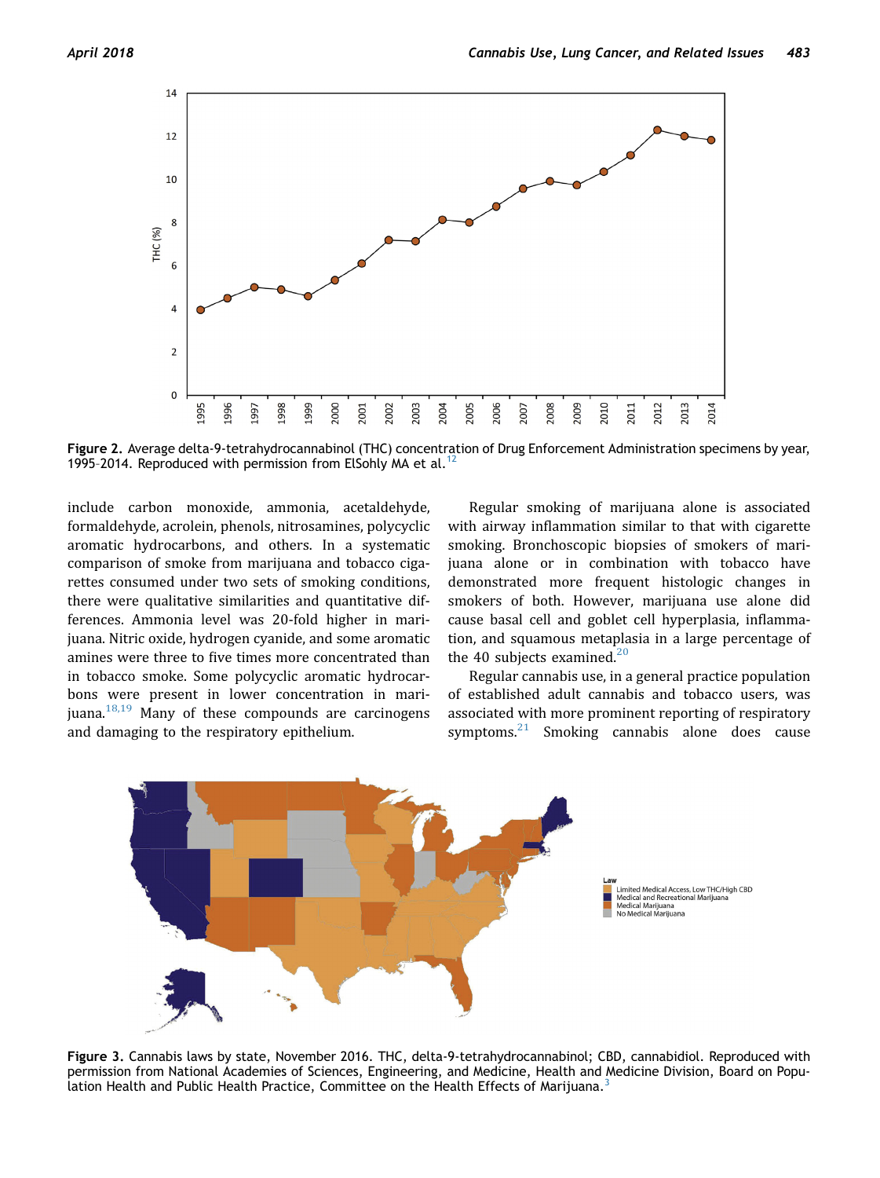Figure 2. Average delta-9-tetrahydrocannabinol (THC) concentration of Drug Enforcement Administration specimens by year, 1995-2014. Reproduced with permission from ElSohly MA et al.[12]

include carbon monoxide, ammonia, acetaldehyde, formaldehyde, acrolein, phenols, nitrosamines, polycyclic aromatic hydrocarbons, and others. In a systematic comparison of smoke from marijuana and tobacco cigarettes consumed under two sets of smoking conditions, there were qualitative similarities and quantitative differences. Ammonia level was 20-fold higher in marijuana. Nitric oxide, hydrogen cyanide, and some aromatic amines were three to five times more concentrated than in tobacco smoke. Some polycyclic aromatic hydrocarbons were present in lower concentration in marijuana.[18,19] Many of these compounds are carcinogens and damaging to the respiratory epithelium.

Regular smoking of marijuana alone is associated with airway inflammation similar to that with cigarette smoking. Bronchoscopic biopsies of smokers of marijuana alone or in combination with tobacco have demonstrated more frequent histologic changes in smokers of both. However, marijuana use alone did cause basal cell and goblet cell hyperplasia, inflammation, and squamous metaplasia in a large percentage of the 40 subjects examined.[20]

Regular cannabis use, in a general practice population of established adult cannabis and tobacco users, was associated with more prominent reporting of respiratory symptoms.[21] Smoking cannabis alone does cause

Figure 3. Cannabis laws by state, November 2016. THC, delta-9-tetrahydrocannabinol; CBD, cannabidiol. Reproduced with permission from National Academies of Sciences, Engineering, and Medicine, Health and Medicine Division, Board on Population Health and Public Health Practice, Committee on the Health Effects of Marijuana.[3]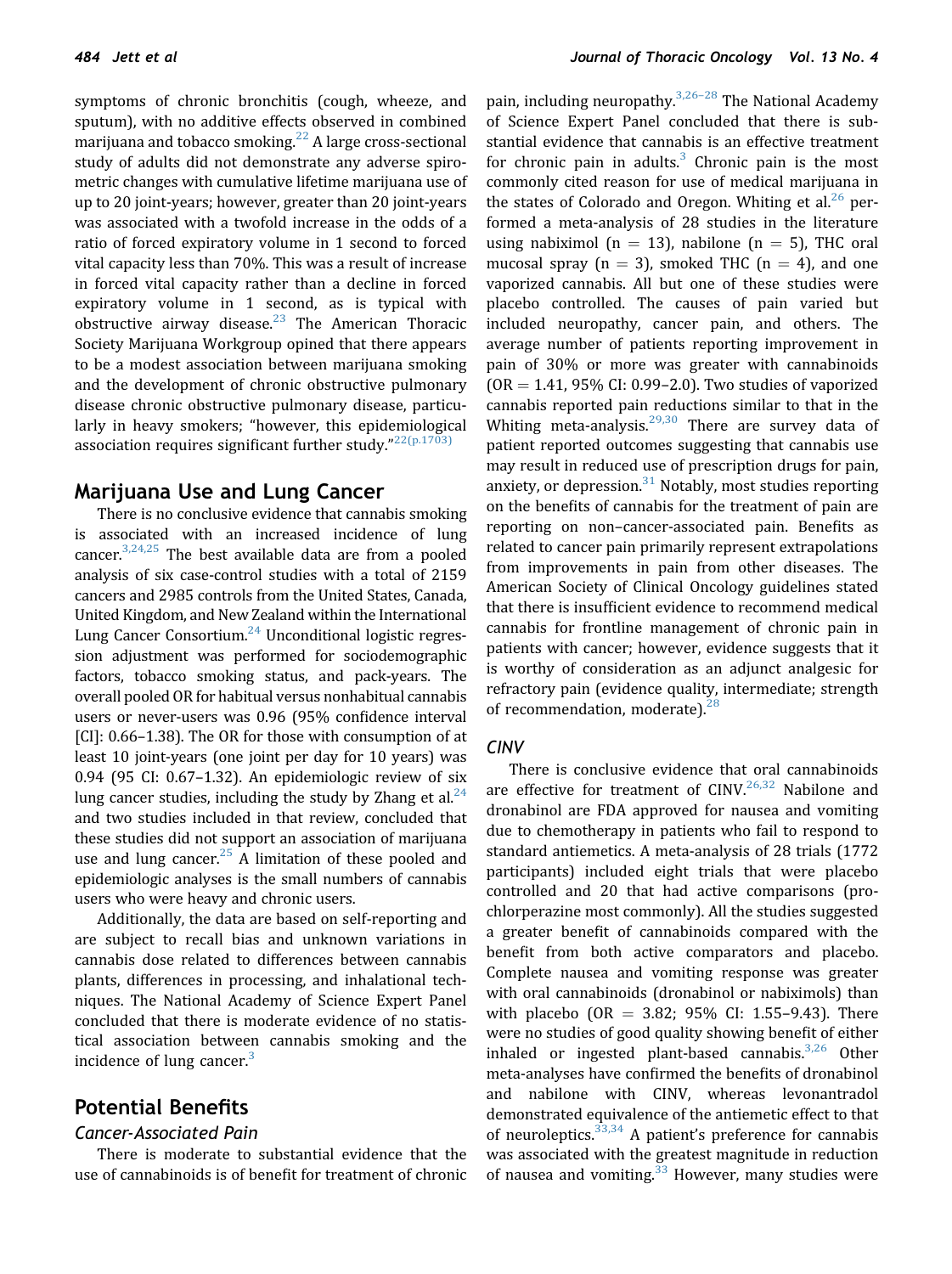symptoms of chronic bronchitis (cough, wheeze, and sputum), with no additive effects observed in combined marijuana and tobacco smoking.[22] A large cross-sectional study of adults did not demonstrate any adverse spirometric changes with cumulative lifetime marijuana use of up to 20 joint-years; however, greater than 20 joint-years was associated with a twofold increase in the odds of a ratio of forced expiratory volume in 1 second to forced vital capacity less than 70%. This was a result of increase in forced vital capacity rather than a decline in forced expiratory volume in 1 second, as is typical with obstructive airway disease.[23] The American Thoracic Society Marijuana Workgroup opined that there appears to be a modest association between marijuana smoking and the development of chronic obstructive pulmonary disease chronic obstructive pulmonary disease, particularly in heavy smokers; "however, this epidemiological association requires significant further study."[22(p.1703)]

## Marijuana Use and Lung Cancer

There is no conclusive evidence that cannabis smoking is associated with an increased incidence of lung cancer.[3,24,25] The best available data are from a pooled analysis of six case-control studies with a total of 2159 cancers and 2985 controls from the United States, Canada, United Kingdom, and New Zealand within the International Lung Cancer Consortium.[24] Unconditional logistic regression adjustment was performed for sociodemographic factors, tobacco smoking status, and pack-years. The overall pooled OR for habitual versus nonhabitual cannabis users or never-users was 0.96 (95% confidence interval [CI]: 0.66–1.38). The OR for those with consumption of at least 10 joint-years (one joint per day for 10 years) was 0.94 (95 CI: 0.67–1.32). An epidemiologic review of six lung cancer studies, including the study by Zhang et al.[24] and two studies included in that review, concluded that these studies did not support an association of marijuana use and lung cancer.[25] A limitation of these pooled and epidemiologic analyses is the small numbers of cannabis users who were heavy and chronic users.

Additionally, the data are based on self-reporting and are subject to recall bias and unknown variations in cannabis dose related to differences between cannabis plants, differences in processing, and inhalational techniques. The National Academy of Science Expert Panel concluded that there is moderate evidence of no statistical association between cannabis smoking and the incidence of lung cancer.[3]

## Potential Benefits

### *Cancer-Associated Pain*

There is moderate to substantial evidence that the use of cannabinoids is of benefit for treatment of chronic pain, including neuropathy.[3,26–28] The National Academy of Science Expert Panel concluded that there is substantial evidence that cannabis is an effective treatment for chronic pain in adults.[3] Chronic pain is the most commonly cited reason for use of medical marijuana in the states of Colorado and Oregon. Whiting et al.[26] performed a meta-analysis of 28 studies in the literature using nabiximol (n = 13), nabilone (n = 5), THC oral mucosal spray (n = 3), smoked THC (n = 4), and one vaporized cannabis. All but one of these studies were placebo controlled. The causes of pain varied but included neuropathy, cancer pain, and others. The average number of patients reporting improvement in pain of 30% or more was greater with cannabinoids (OR = 1.41, 95% CI: 0.99–2.0). Two studies of vaporized cannabis reported pain reductions similar to that in the Whiting meta-analysis.[29,30] There are survey data of patient reported outcomes suggesting that cannabis use may result in reduced use of prescription drugs for pain, anxiety, or depression.[31] Notably, most studies reporting on the benefits of cannabis for the treatment of pain are reporting on non–cancer-associated pain. Benefits as related to cancer pain primarily represent extrapolations from improvements in pain from other diseases. The American Society of Clinical Oncology guidelines stated that there is insufficient evidence to recommend medical cannabis for frontline management of chronic pain in patients with cancer; however, evidence suggests that it is worthy of consideration as an adjunct analgesic for refractory pain (evidence quality, intermediate; strength of recommendation, moderate).[28]

### *CINV*

There is conclusive evidence that oral cannabinoids are effective for treatment of CINV.[26,32] Nabilone and dronabinol are FDA approved for nausea and vomiting due to chemotherapy in patients who fail to respond to standard antiemetics. A meta-analysis of 28 trials (1772 participants) included eight trials that were placebo controlled and 20 that had active comparisons (prochlorperazine most commonly). All the studies suggested a greater benefit of cannabinoids compared with the benefit from both active comparators and placebo. Complete nausea and vomiting response was greater with oral cannabinoids (dronabinol or nabiximols) than with placebo (OR = 3.82; 95% CI: 1.55–9.43). There were no studies of good quality showing benefit of either inhaled or ingested plant-based cannabis.[3,26] Other meta-analyses have confirmed the benefits of dronabinol and nabilone with CINV, whereas levonantradol demonstrated equivalence of the antiemetic effect to that of neuroleptics.[33,34] A patient's preference for cannabis was associated with the greatest magnitude in reduction of nausea and vomiting.[33] However, many studies were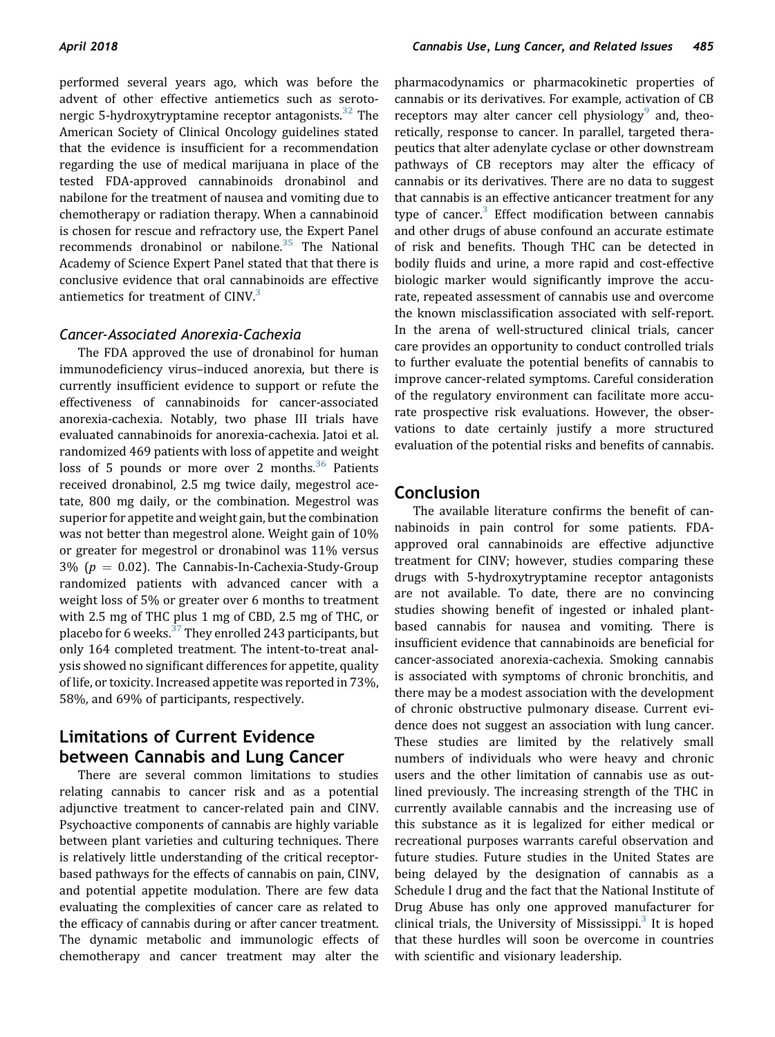performed several years ago, which was before the advent of other effective antiemetics such as serotonergic 5-hydroxytryptamine receptor antagonists.[32] The American Society of Clinical Oncology guidelines stated that the evidence is insufficient for a recommendation regarding the use of medical marijuana in place of the tested FDA-approved cannabinoids dronabinol and nabilone for the treatment of nausea and vomiting due to chemotherapy or radiation therapy. When a cannabinoid is chosen for rescue and refractory use, the Expert Panel recommends dronabinol or nabilone.[35] The National Academy of Science Expert Panel stated that that there is conclusive evidence that oral cannabinoids are effective antiemetics for treatment of CINV.[3]

### *Cancer-Associated Anorexia-Cachexia*

The FDA approved the use of dronabinol for human immunodeficiency virus–induced anorexia, but there is currently insufficient evidence to support or refute the effectiveness of cannabinoids for cancer-associated anorexia-cachexia. Notably, two phase III trials have evaluated cannabinoids for anorexia-cachexia. Jatoi et al. randomized 469 patients with loss of appetite and weight loss of 5 pounds or more over 2 months.[36] Patients received dronabinol, 2.5 mg twice daily, megestrol acetate, 800 mg daily, or the combination. Megestrol was superior for appetite and weight gain, but the combination was not better than megestrol alone. Weight gain of 10% or greater for megestrol or dronabinol was 11% versus 3% ($p = 0.02$). The Cannabis-In-Cachexia-Study-Group randomized patients with advanced cancer with a weight loss of 5% or greater over 6 months to treatment with 2.5 mg of THC plus 1 mg of CBD, 2.5 mg of THC, or placebo for 6 weeks.[37] They enrolled 243 participants, but only 164 completed treatment. The intent-to-treat analysis showed no significant differences for appetite, quality of life, or toxicity. Increased appetite was reported in 73%, 58%, and 69% of participants, respectively.

## Limitations of Current Evidence between Cannabis and Lung Cancer

There are several common limitations to studies relating cannabis to cancer risk and as a potential adjunctive treatment to cancer-related pain and CINV. Psychoactive components of cannabis are highly variable between plant varieties and culturing techniques. There is relatively little understanding of the critical receptor-based pathways for the effects of cannabis on pain, CINV, and potential appetite modulation. There are few data evaluating the complexities of cancer care as related to the efficacy of cannabis during or after cancer treatment. The dynamic metabolic and immunologic effects of chemotherapy and cancer treatment may alter the pharmacodynamics or pharmacokinetic properties of cannabis or its derivatives. For example, activation of CB receptors may alter cancer cell physiology[9] and, theoretically, response to cancer. In parallel, targeted therapeutics that alter adenylate cyclase or other downstream pathways of CB receptors may alter the efficacy of cannabis or its derivatives. There are no data to suggest that cannabis is an effective anticancer treatment for any type of cancer.[3] Effect modification between cannabis and other drugs of abuse confound an accurate estimate of risk and benefits. Though THC can be detected in bodily fluids and urine, a more rapid and cost-effective biologic marker would significantly improve the accurate, repeated assessment of cannabis use and overcome the known misclassification associated with self-report. In the arena of well-structured clinical trials, cancer care provides an opportunity to conduct controlled trials to further evaluate the potential benefits of cannabis to improve cancer-related symptoms. Careful consideration of the regulatory environment can facilitate more accurate prospective risk evaluations. However, the observations to date certainly justify a more structured evaluation of the potential risks and benefits of cannabis.

## Conclusion

The available literature confirms the benefit of cannabinoids in pain control for some patients. FDA-approved oral cannabinoids are effective adjunctive treatment for CINV; however, studies comparing these drugs with 5-hydroxytryptamine receptor antagonists are not available. To date, there are no convincing studies showing benefit of ingested or inhaled plant-based cannabis for nausea and vomiting. There is insufficient evidence that cannabinoids are beneficial for cancer-associated anorexia-cachexia. Smoking cannabis is associated with symptoms of chronic bronchitis, and there may be a modest association with the development of chronic obstructive pulmonary disease. Current evidence does not suggest an association with lung cancer. These studies are limited by the relatively small numbers of individuals who were heavy and chronic users and the other limitation of cannabis use as outlined previously. The increasing strength of the THC in currently available cannabis and the increasing use of this substance as it is legalized for either medical or recreational purposes warrants careful observation and future studies. Future studies in the United States are being delayed by the designation of cannabis as a Schedule I drug and the fact that the National Institute of Drug Abuse has only one approved manufacturer for clinical trials, the University of Mississippi.[3] It is hoped that these hurdles will soon be overcome in countries with scientific and visionary leadership.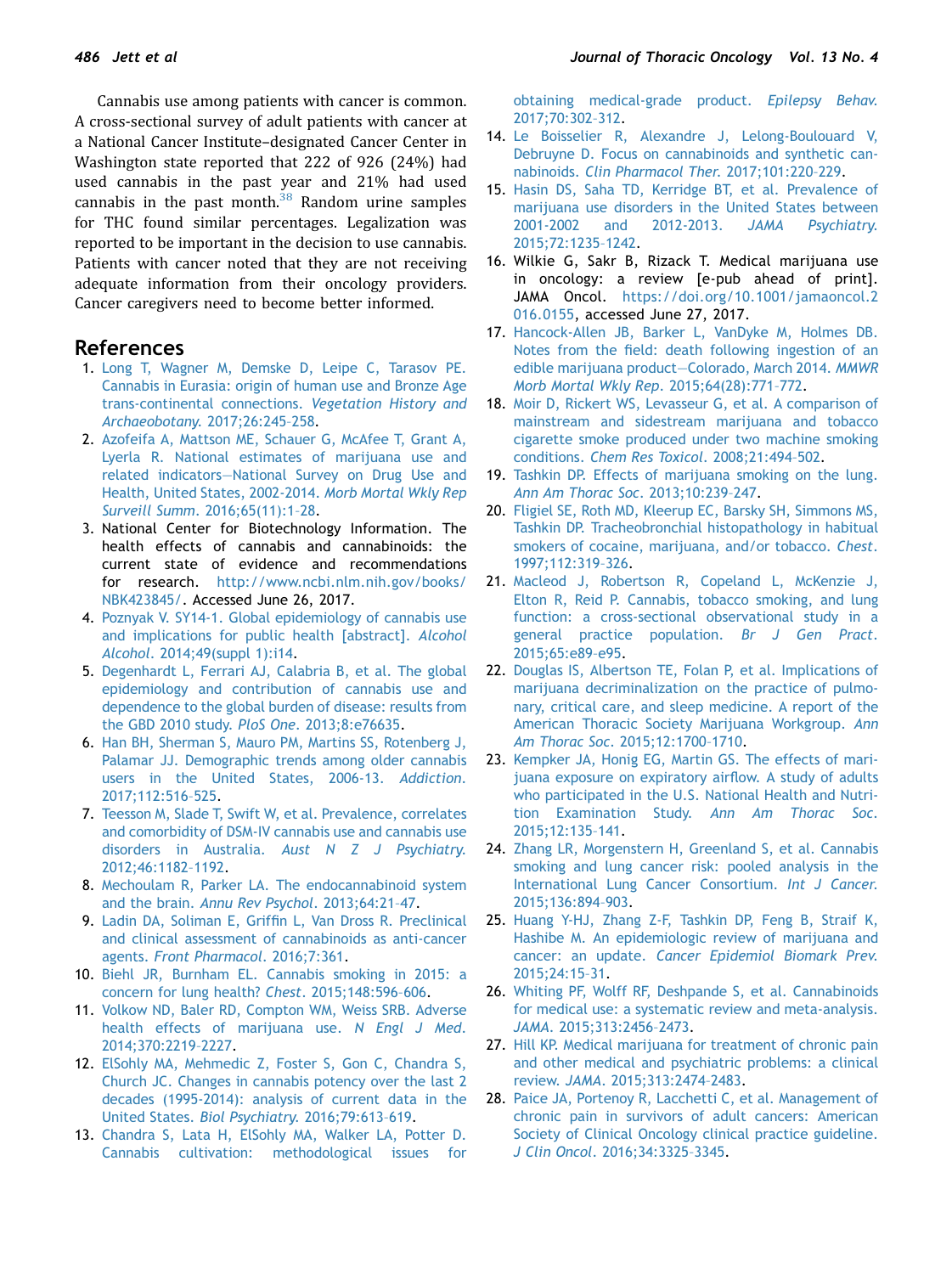Cannabis use among patients with cancer is common. A cross-sectional survey of adult patients with cancer at a National Cancer Institute–designated Cancer Center in Washington state reported that 222 of 926 (24%) had used cannabis in the past year and 21% had used cannabis in the past month.[38] Random urine samples for THC found similar percentages. Legalization was reported to be important in the decision to use cannabis. Patients with cancer noted that they are not receiving adequate information from their oncology providers. Cancer caregivers need to become better informed.

## References

1. Long T, Wagner M, Demske D, Leipe C, Tarasov PE. Cannabis in Eurasia: origin of human use and Bronze Age trans-continental connections. *Vegetation History and Archaeobotany*. 2017;26:245-258.
2. Azofeifa A, Mattson ME, Schauer G, McAfee T, Grant A, Lyerla R. National estimates of marijuana use and related indicators—National Survey on Drug Use and Health, United States, 2002-2014. *Morb Mortal Wkly Rep Surveill Summ*. 2016;65(11):1-28.
3. National Center for Biotechnology Information. The health effects of cannabis and cannabinoids: the current state of evidence and recommendations for research. http://www.ncbi.nlm.nih.gov/books/NBK423845/. Accessed June 26, 2017.
4. Poznyak V. SY14-1. Global epidemiology of cannabis use and implications for public health [abstract]. *Alcohol Alcohol*. 2014;49(suppl 1):i14.
5. Degenhardt L, Ferrari AJ, Calabria B, et al. The global epidemiology and contribution of cannabis use and dependence to the global burden of disease: results from the GBD 2010 study. *PloS One*. 2013;8:e76635.
6. Han BH, Sherman S, Mauro PM, Martins SS, Rotenberg J, Palamar JJ. Demographic trends among older cannabis users in the United States, 2006-13. *Addiction*. 2017;112:516-525.
7. Teesson M, Slade T, Swift W, et al. Prevalence, correlates and comorbidity of DSM-IV cannabis use and cannabis use disorders in Australia. *Aust N Z J Psychiatry*. 2012;46:1182-1192.
8. Mechoulam R, Parker LA. The endocannabinoid system and the brain. *Annu Rev Psychol*. 2013;64:21-47.
9. Ladin DA, Soliman E, Griffin L, Van Dross R. Preclinical and clinical assessment of cannabinoids as anti-cancer agents. *Front Pharmacol*. 2016;7:361.
10. Biehl JR, Burnham EL. Cannabis smoking in 2015: a concern for lung health? *Chest*. 2015;148:596-606.
11. Volkow ND, Baler RD, Compton WM, Weiss SRB. Adverse health effects of marijuana use. *N Engl J Med*. 2014;370:2219-2227.
12. ElSohly MA, Mehmedic Z, Foster S, Gon C, Chandra S, Church JC. Changes in cannabis potency over the last 2 decades (1995-2014): analysis of current data in the United States. *Biol Psychiatry*. 2016;79:613-619.
13. Chandra S, Lata H, ElSohly MA, Walker LA, Potter D. Cannabis cultivation: methodological issues for obtaining medical-grade product. *Epilepsy Behav*. 2017;70:302-312.
14. Le Boisselier R, Alexandre J, Lelong-Boulouard V, Debruyne D. Focus on cannabinoids and synthetic cannabinoids. *Clin Pharmacol Ther*. 2017;101:220-229.
15. Hasin DS, Saha TD, Kerridge BT, et al. Prevalence of marijuana use disorders in the United States between 2001-2002 and 2012-2013. *JAMA Psychiatry*. 2015;72:1235-1242.
16. Wilkie G, Sakr B, Rizack T. Medical marijuana use in oncology: a review [e-pub ahead of print]. JAMA Oncol. https://doi.org/10.1001/jamaoncol.2016.0155, accessed June 27, 2017.
17. Hancock-Allen JB, Barker L, VanDyke M, Holmes DB. Notes from the field: death following ingestion of an edible marijuana product—Colorado, March 2014. *MMWR Morb Mortal Wkly Rep*. 2015;64(28):771-772.
18. Moir D, Rickert WS, Levasseur G, et al. A comparison of mainstream and sidestream marijuana and tobacco cigarette smoke produced under two machine smoking conditions. *Chem Res Toxicol*. 2008;21:494-502.
19. Tashkin DP. Effects of marijuana smoking on the lung. *Ann Am Thorac Soc*. 2013;10:239-247.
20. Fligiel SE, Roth MD, Kleerup EC, Barsky SH, Simmons MS, Tashkin DP. Tracheobronchial histopathology in habitual smokers of cocaine, marijuana, and/or tobacco. *Chest*. 1997;112:319-326.
21. Macleod J, Robertson R, Copeland L, McKenzie J, Elton R, Reid P. Cannabis, tobacco smoking, and lung function: a cross-sectional observational study in a general practice population. *Br J Gen Pract*. 2015;65:e89-e95.
22. Douglas IS, Albertson TE, Folan P, et al. Implications of marijuana decriminalization on the practice of pulmonary, critical care, and sleep medicine. A report of the American Thoracic Society Marijuana Workgroup. *Ann Am Thorac Soc*. 2015;12:1700-1710.
23. Kempker JA, Honig EG, Martin GS. The effects of marijuana exposure on expiratory airflow. A study of adults who participated in the U.S. National Health and Nutrition Examination Study. *Ann Am Thorac Soc*. 2015;12:135-141.
24. Zhang LR, Morgenstern H, Greenland S, et al. Cannabis smoking and lung cancer risk: pooled analysis in the International Lung Cancer Consortium. *Int J Cancer*. 2015;136:894-903.
25. Huang Y-HJ, Zhang Z-F, Tashkin DP, Feng B, Straif K, Hashibe M. An epidemiologic review of marijuana and cancer: an update. *Cancer Epidemiol Biomark Prev*. 2015;24:15-31.
26. Whiting PF, Wolff RF, Deshpande S, et al. Cannabinoids for medical use: a systematic review and meta-analysis. *JAMA*. 2015;313:2456-2473.
27. Hill KP. Medical marijuana for treatment of chronic pain and other medical and psychiatric problems: a clinical review. *JAMA*. 2015;313:2474-2483.
28. Paice JA, Portenoy R, Lacchetti C, et al. Management of chronic pain in survivors of adult cancers: American Society of Clinical Oncology clinical practice guideline. *J Clin Oncol*. 2016;34:3325-3345.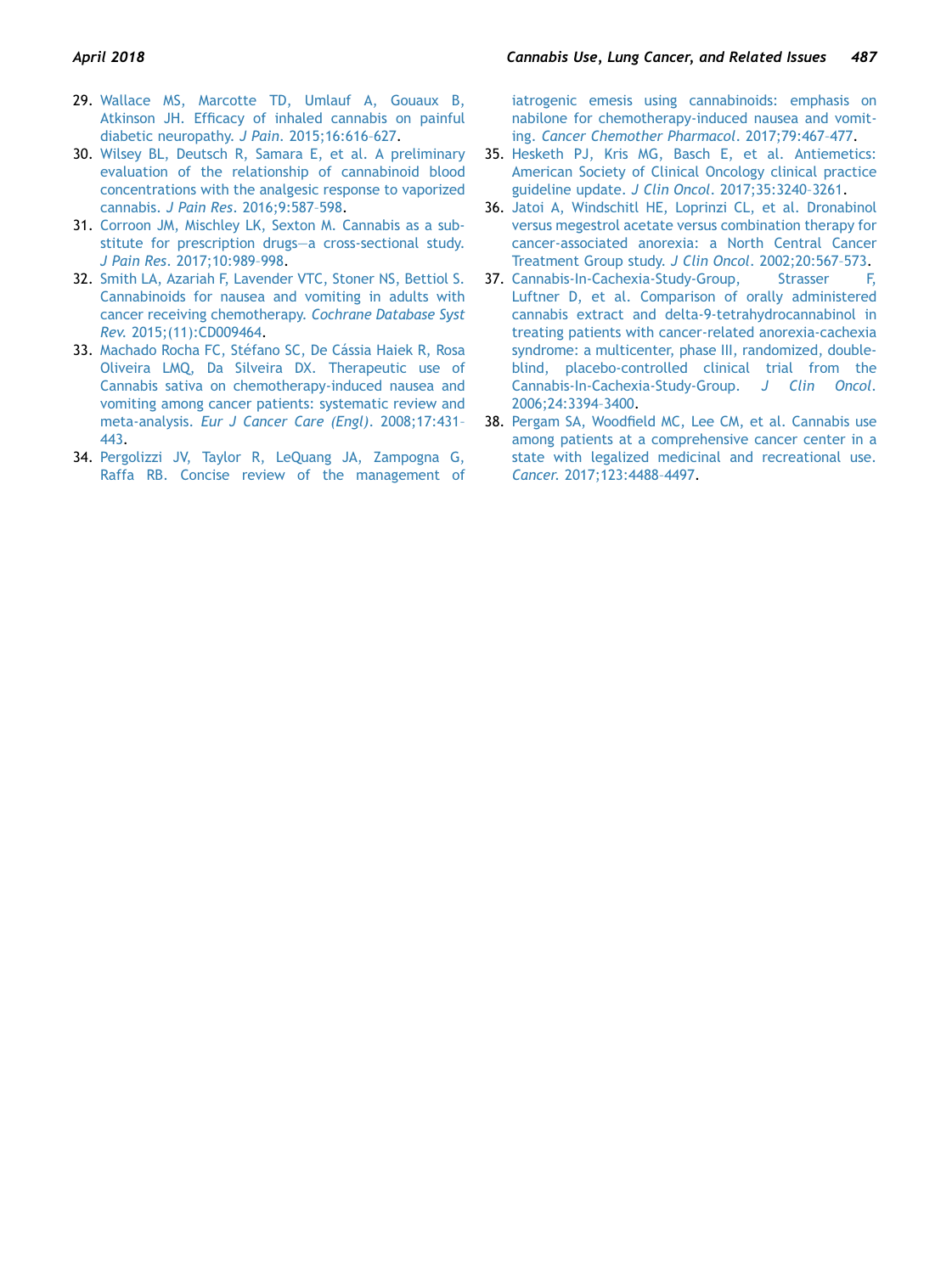29. Wallace MS, Marcotte TD, Umlauf A, Gouaux B, Atkinson JH. Efficacy of inhaled cannabis on painful diabetic neuropathy. *J Pain*. 2015;16:616-627.
30. Wilsey BL, Deutsch R, Samara E, et al. A preliminary evaluation of the relationship of cannabinoid blood concentrations with the analgesic response to vaporized cannabis. *J Pain Res*. 2016;9:587-598.
31. Corroon JM, Mischley LK, Sexton M. Cannabis as a substitute for prescription drugs—a cross-sectional study. *J Pain Res*. 2017;10:989-998.
32. Smith LA, Azariah F, Lavender VTC, Stoner NS, Bettiol S. Cannabinoids for nausea and vomiting in adults with cancer receiving chemotherapy. *Cochrane Database Syst Rev*. 2015;(11):CD009464.
33. Machado Rocha FC, Stéfano SC, De Cássia Haiek R, Rosa Oliveira LMQ, Da Silveira DX. Therapeutic use of Cannabis sativa on chemotherapy-induced nausea and vomiting among cancer patients: systematic review and meta-analysis. *Eur J Cancer Care (Engl)*. 2008;17:431-443.
34. Pergolizzi JV, Taylor R, LeQuang JA, Zampogna G, Raffa RB. Concise review of the management of iatrogenic emesis using cannabinoids: emphasis on nabilone for chemotherapy-induced nausea and vomiting. *Cancer Chemother Pharmacol*. 2017;79:467-477.
35. Hesketh PJ, Kris MG, Basch E, et al. Antiemetics: American Society of Clinical Oncology clinical practice guideline update. *J Clin Oncol*. 2017;35:3240-3261.
36. Jatoi A, Windschitl HE, Loprinzi CL, et al. Dronabinol versus megestrol acetate versus combination therapy for cancer-associated anorexia: a North Central Cancer Treatment Group study. *J Clin Oncol*. 2002;20:567-573.
37. Cannabis-In-Cachexia-Study-Group, Strasser F, Luftner D, et al. Comparison of orally administered cannabis extract and delta-9-tetrahydrocannabinol in treating patients with cancer-related anorexia-cachexia syndrome: a multicenter, phase III, randomized, double-blind, placebo-controlled clinical trial from the Cannabis-In-Cachexia-Study-Group. *J Clin Oncol*. 2006;24:3394-3400.
38. Pergam SA, Woodfield MC, Lee CM, et al. Cannabis use among patients at a comprehensive cancer center in a state with legalized medicinal and recreational use. *Cancer*. 2017;123:4488-4497.